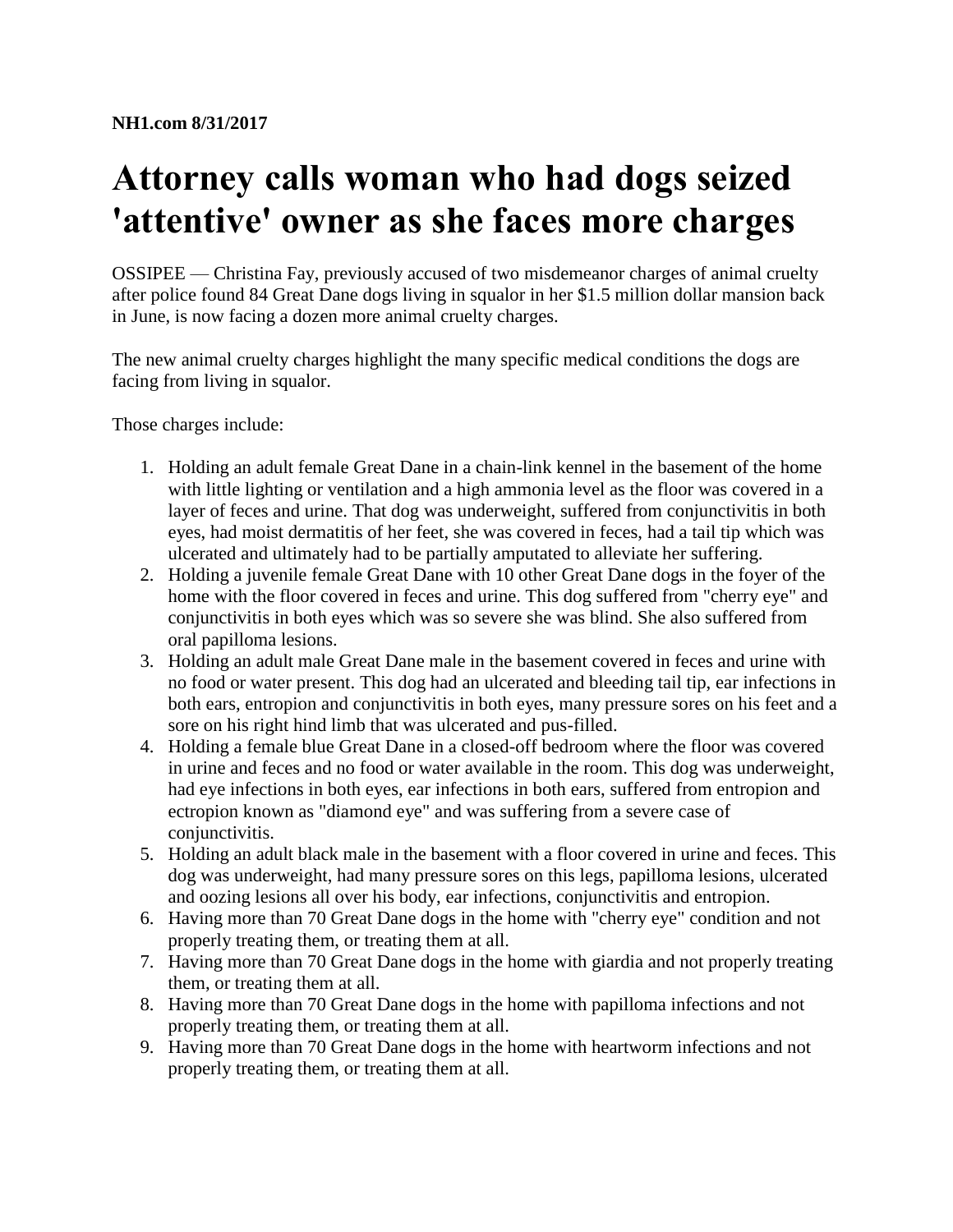**NH1.com 8/31/2017**

# Attorney calls woman who had dogs seized 'attentive' owner as she faces more charges

OSSIPEE — Christina Fay, previously accused of two misdemeanor charges of animal cruelty after police found 84 Great Dane dogs living in squalor in her $1.5 million dollar mansion back in June, is now facing a dozen more animal cruelty charges.

The new animal cruelty charges highlight the many specific medical conditions the dogs are facing from living in squalor.

Those charges include:

1. Holding an adult female Great Dane in a chain-link kennel in the basement of the home with little lighting or ventilation and a high ammonia level as the floor was covered in a layer of feces and urine. That dog was underweight, suffered from conjunctivitis in both eyes, had moist dermatitis of her feet, she was covered in feces, had a tail tip which was ulcerated and ultimately had to be partially amputated to alleviate her suffering.
2. Holding a juvenile female Great Dane with 10 other Great Dane dogs in the foyer of the home with the floor covered in feces and urine. This dog suffered from "cherry eye" and conjunctivitis in both eyes which was so severe she was blind. She also suffered from oral papilloma lesions.
3. Holding an adult male Great Dane male in the basement covered in feces and urine with no food or water present. This dog had an ulcerated and bleeding tail tip, ear infections in both ears, entropion and conjunctivitis in both eyes, many pressure sores on his feet and a sore on his right hind limb that was ulcerated and pus-filled.
4. Holding a female blue Great Dane in a closed-off bedroom where the floor was covered in urine and feces and no food or water available in the room. This dog was underweight, had eye infections in both eyes, ear infections in both ears, suffered from entropion and ectropion known as "diamond eye" and was suffering from a severe case of conjunctivitis.
5. Holding an adult black male in the basement with a floor covered in urine and feces. This dog was underweight, had many pressure sores on this legs, papilloma lesions, ulcerated and oozing lesions all over his body, ear infections, conjunctivitis and entropion.
6. Having more than 70 Great Dane dogs in the home with "cherry eye" condition and not properly treating them, or treating them at all.
7. Having more than 70 Great Dane dogs in the home with giardia and not properly treating them, or treating them at all.
8. Having more than 70 Great Dane dogs in the home with papilloma infections and not properly treating them, or treating them at all.
9. Having more than 70 Great Dane dogs in the home with heartworm infections and not properly treating them, or treating them at all.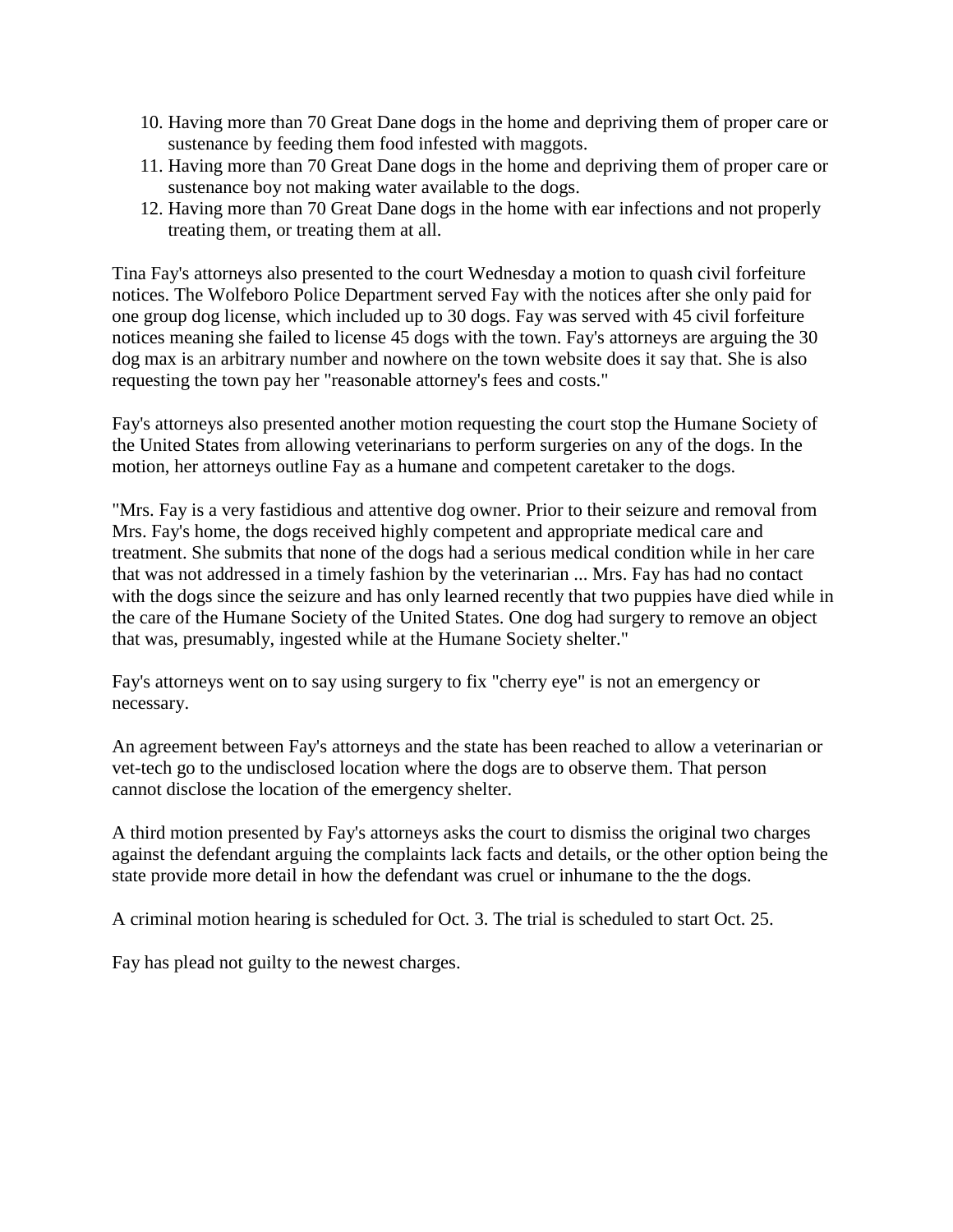10. Having more than 70 Great Dane dogs in the home and depriving them of proper care or sustenance by feeding them food infested with maggots.
11. Having more than 70 Great Dane dogs in the home and depriving them of proper care or sustenance boy not making water available to the dogs.
12. Having more than 70 Great Dane dogs in the home with ear infections and not properly treating them, or treating them at all.

Tina Fay's attorneys also presented to the court Wednesday a motion to quash civil forfeiture notices. The Wolfeboro Police Department served Fay with the notices after she only paid for one group dog license, which included up to 30 dogs. Fay was served with 45 civil forfeiture notices meaning she failed to license 45 dogs with the town. Fay's attorneys are arguing the 30 dog max is an arbitrary number and nowhere on the town website does it say that. She is also requesting the town pay her "reasonable attorney's fees and costs."

Fay's attorneys also presented another motion requesting the court stop the Humane Society of the United States from allowing veterinarians to perform surgeries on any of the dogs. In the motion, her attorneys outline Fay as a humane and competent caretaker to the dogs.

"Mrs. Fay is a very fastidious and attentive dog owner. Prior to their seizure and removal from Mrs. Fay's home, the dogs received highly competent and appropriate medical care and treatment. She submits that none of the dogs had a serious medical condition while in her care that was not addressed in a timely fashion by the veterinarian ... Mrs. Fay has had no contact with the dogs since the seizure and has only learned recently that two puppies have died while in the care of the Humane Society of the United States. One dog had surgery to remove an object that was, presumably, ingested while at the Humane Society shelter."

Fay's attorneys went on to say using surgery to fix "cherry eye" is not an emergency or necessary.

An agreement between Fay's attorneys and the state has been reached to allow a veterinarian or vet-tech go to the undisclosed location where the dogs are to observe them. That person cannot disclose the location of the emergency shelter.

A third motion presented by Fay's attorneys asks the court to dismiss the original two charges against the defendant arguing the complaints lack facts and details, or the other option being the state provide more detail in how the defendant was cruel or inhumane to the the dogs.

A criminal motion hearing is scheduled for Oct. 3. The trial is scheduled to start Oct. 25.

Fay has plead not guilty to the newest charges.